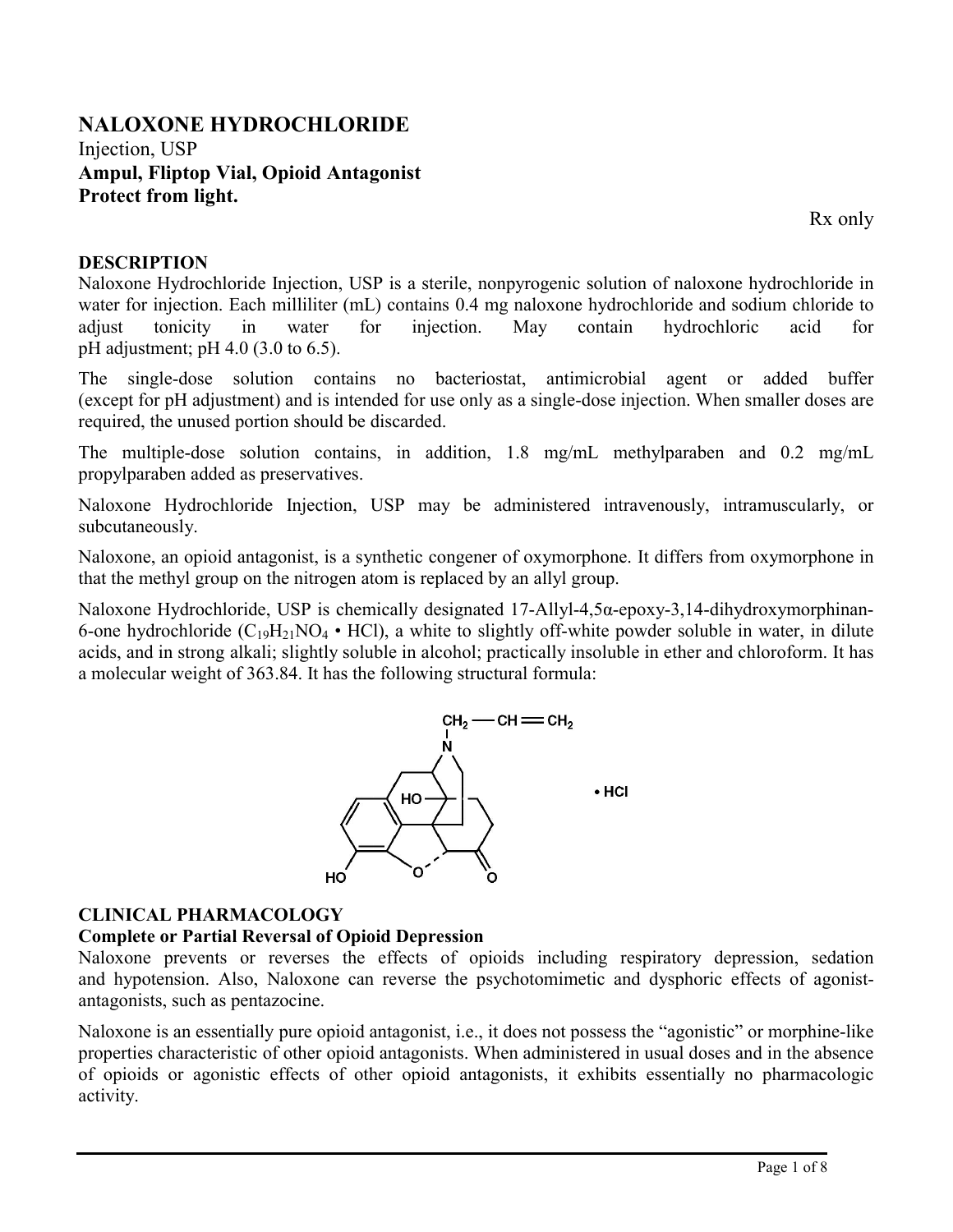# NALOXONE HYDROCHLORIDE

Injection, USP

**Ampul, Fliptop Vial, Opioid Antagonist**

**Protect from light.**

Rx only

## DESCRIPTION

Naloxone Hydrochloride Injection, USP is a sterile, nonpyrogenic solution of naloxone hydrochloride in water for injection. Each milliliter (mL) contains 0.4 mg naloxone hydrochloride and sodium chloride to adjust tonicity in water for injection. May contain hydrochloric acid for pH adjustment; pH 4.0 (3.0 to 6.5).

The single-dose solution contains no bacteriostat, antimicrobial agent or added buffer (except for pH adjustment) and is intended for use only as a single-dose injection. When smaller doses are required, the unused portion should be discarded.

The multiple-dose solution contains, in addition, 1.8 mg/mL methylparaben and 0.2 mg/mL propylparaben added as preservatives.

Naloxone Hydrochloride Injection, USP may be administered intravenously, intramuscularly, or subcutaneously.

Naloxone, an opioid antagonist, is a synthetic congener of oxymorphone. It differs from oxymorphone in that the methyl group on the nitrogen atom is replaced by an allyl group.

Naloxone Hydrochloride, USP is chemically designated 17-Allyl-4,5α-epoxy-3,14-dihydroxymorphinan-6-one hydrochloride ($C_{19}H_{21}NO_4 \cdot HCl$), a white to slightly off-white powder soluble in water, in dilute acids, and in strong alkali; slightly soluble in alcohol; practically insoluble in ether and chloroform. It has a molecular weight of 363.84. It has the following structural formula:

## CLINICAL PHARMACOLOGY

### Complete or Partial Reversal of Opioid Depression

Naloxone prevents or reverses the effects of opioids including respiratory depression, sedation and hypotension. Also, Naloxone can reverse the psychotomimetic and dysphoric effects of agonist-antagonists, such as pentazocine.

Naloxone is an essentially pure opioid antagonist, i.e., it does not possess the "agonistic" or morphine-like properties characteristic of other opioid antagonists. When administered in usual doses and in the absence of opioids or agonistic effects of other opioid antagonists, it exhibits essentially no pharmacologic activity.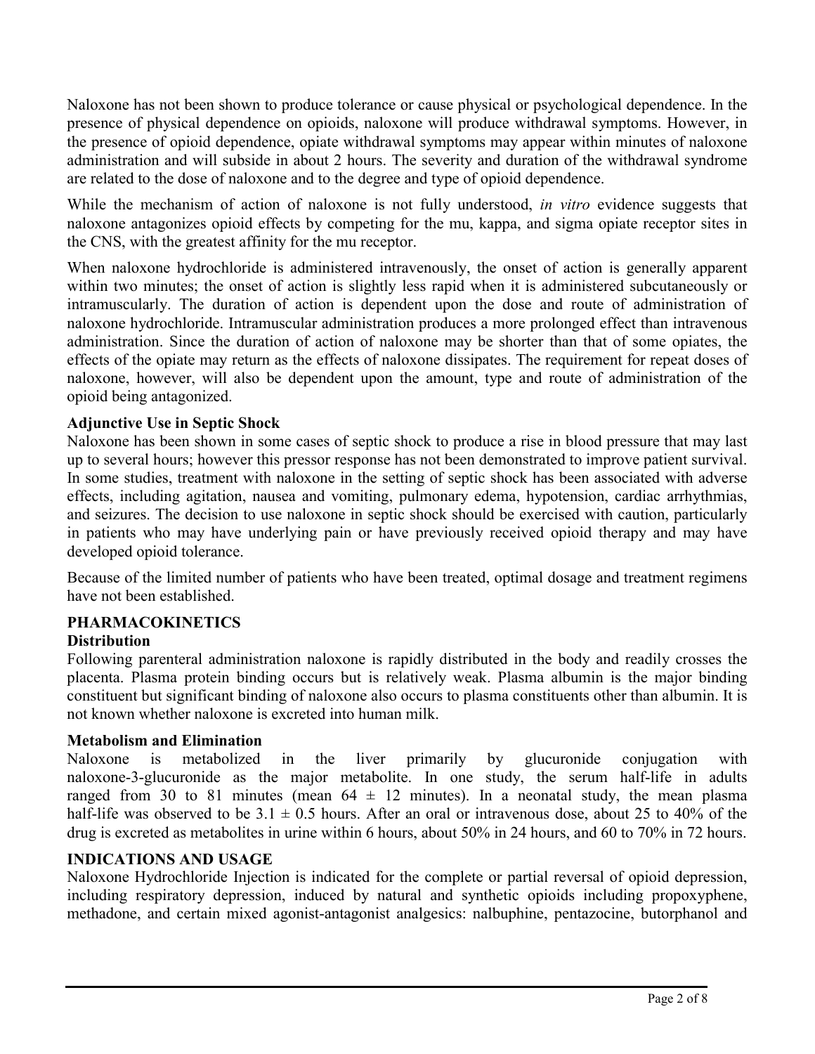Naloxone has not been shown to produce tolerance or cause physical or psychological dependence. In the presence of physical dependence on opioids, naloxone will produce withdrawal symptoms. However, in the presence of opioid dependence, opiate withdrawal symptoms may appear within minutes of naloxone administration and will subside in about 2 hours. The severity and duration of the withdrawal syndrome are related to the dose of naloxone and to the degree and type of opioid dependence.

While the mechanism of action of naloxone is not fully understood, *in vitro* evidence suggests that naloxone antagonizes opioid effects by competing for the mu, kappa, and sigma opiate receptor sites in the CNS, with the greatest affinity for the mu receptor.

When naloxone hydrochloride is administered intravenously, the onset of action is generally apparent within two minutes; the onset of action is slightly less rapid when it is administered subcutaneously or intramuscularly. The duration of action is dependent upon the dose and route of administration of naloxone hydrochloride. Intramuscular administration produces a more prolonged effect than intravenous administration. Since the duration of action of naloxone may be shorter than that of some opiates, the effects of the opiate may return as the effects of naloxone dissipates. The requirement for repeat doses of naloxone, however, will also be dependent upon the amount, type and route of administration of the opioid being antagonized.

**Adjunctive Use in Septic Shock**

Naloxone has been shown in some cases of septic shock to produce a rise in blood pressure that may last up to several hours; however this pressor response has not been demonstrated to improve patient survival. In some studies, treatment with naloxone in the setting of septic shock has been associated with adverse effects, including agitation, nausea and vomiting, pulmonary edema, hypotension, cardiac arrhythmias, and seizures. The decision to use naloxone in septic shock should be exercised with caution, particularly in patients who may have underlying pain or have previously received opioid therapy and may have developed opioid tolerance.

Because of the limited number of patients who have been treated, optimal dosage and treatment regimens have not been established.

## PHARMACOKINETICS

**Distribution**

Following parenteral administration naloxone is rapidly distributed in the body and readily crosses the placenta. Plasma protein binding occurs but is relatively weak. Plasma albumin is the major binding constituent but significant binding of naloxone also occurs to plasma constituents other than albumin. It is not known whether naloxone is excreted into human milk.

**Metabolism and Elimination**

Naloxone is metabolized in the liver primarily by glucuronide conjugation with naloxone-3-glucuronide as the major metabolite. In one study, the serum half-life in adults ranged from 30 to 81 minutes (mean $64 \pm 12$ minutes). In a neonatal study, the mean plasma half-life was observed to be $3.1 \pm 0.5$ hours. After an oral or intravenous dose, about 25 to 40% of the drug is excreted as metabolites in urine within 6 hours, about 50% in 24 hours, and 60 to 70% in 72 hours.

## INDICATIONS AND USAGE

Naloxone Hydrochloride Injection is indicated for the complete or partial reversal of opioid depression, including respiratory depression, induced by natural and synthetic opioids including propoxyphene, methadone, and certain mixed agonist-antagonist analgesics: nalbuphine, pentazocine, butorphanol and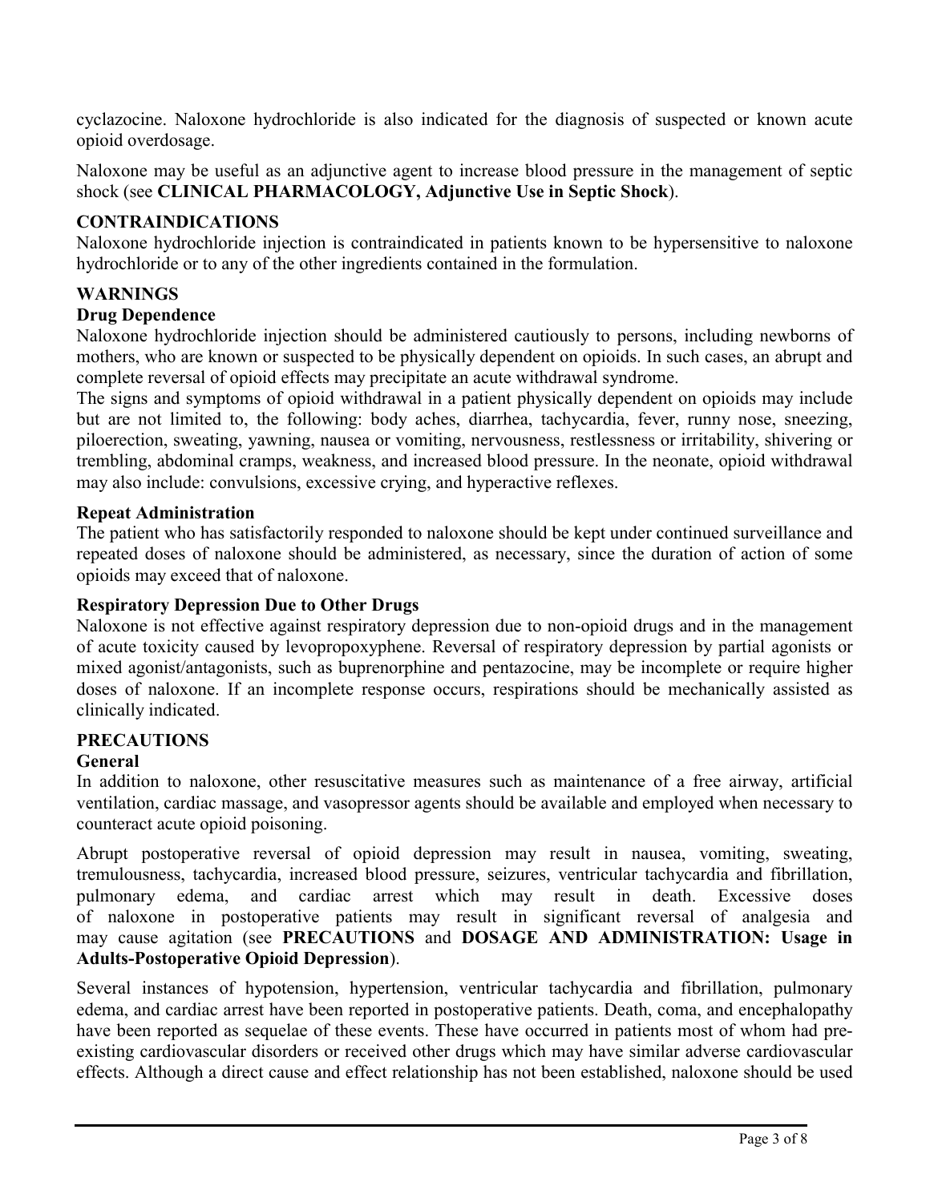cyclazocine. Naloxone hydrochloride is also indicated for the diagnosis of suspected or known acute opioid overdosage.

Naloxone may be useful as an adjunctive agent to increase blood pressure in the management of septic shock (see **CLINICAL PHARMACOLOGY, Adjunctive Use in Septic Shock**).

## CONTRAINDICATIONS

Naloxone hydrochloride injection is contraindicated in patients known to be hypersensitive to naloxone hydrochloride or to any of the other ingredients contained in the formulation.

## WARNINGS

### Drug Dependence

Naloxone hydrochloride injection should be administered cautiously to persons, including newborns of mothers, who are known or suspected to be physically dependent on opioids. In such cases, an abrupt and complete reversal of opioid effects may precipitate an acute withdrawal syndrome.

The signs and symptoms of opioid withdrawal in a patient physically dependent on opioids may include but are not limited to, the following: body aches, diarrhea, tachycardia, fever, runny nose, sneezing, piloerection, sweating, yawning, nausea or vomiting, nervousness, restlessness or irritability, shivering or trembling, abdominal cramps, weakness, and increased blood pressure. In the neonate, opioid withdrawal may also include: convulsions, excessive crying, and hyperactive reflexes.

### Repeat Administration

The patient who has satisfactorily responded to naloxone should be kept under continued surveillance and repeated doses of naloxone should be administered, as necessary, since the duration of action of some opioids may exceed that of naloxone.

### Respiratory Depression Due to Other Drugs

Naloxone is not effective against respiratory depression due to non-opioid drugs and in the management of acute toxicity caused by levopropoxyphene. Reversal of respiratory depression by partial agonists or mixed agonist/antagonists, such as buprenorphine and pentazocine, may be incomplete or require higher doses of naloxone. If an incomplete response occurs, respirations should be mechanically assisted as clinically indicated.

## PRECAUTIONS

### General

In addition to naloxone, other resuscitative measures such as maintenance of a free airway, artificial ventilation, cardiac massage, and vasopressor agents should be available and employed when necessary to counteract acute opioid poisoning.

Abrupt postoperative reversal of opioid depression may result in nausea, vomiting, sweating, tremulousness, tachycardia, increased blood pressure, seizures, ventricular tachycardia and fibrillation, pulmonary edema, and cardiac arrest which may result in death. Excessive doses of naloxone in postoperative patients may result in significant reversal of analgesia and may cause agitation (see **PRECAUTIONS** and **DOSAGE AND ADMINISTRATION: Usage in Adults-Postoperative Opioid Depression**).

Several instances of hypotension, hypertension, ventricular tachycardia and fibrillation, pulmonary edema, and cardiac arrest have been reported in postoperative patients. Death, coma, and encephalopathy have been reported as sequelae of these events. These have occurred in patients most of whom had pre-existing cardiovascular disorders or received other drugs which may have similar adverse cardiovascular effects. Although a direct cause and effect relationship has not been established, naloxone should be used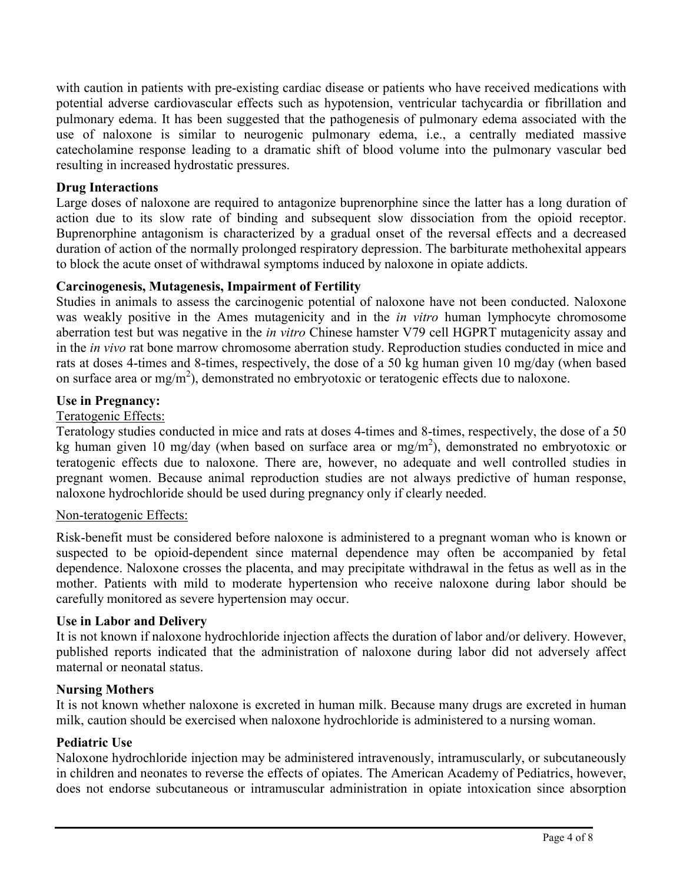with caution in patients with pre-existing cardiac disease or patients who have received medications with potential adverse cardiovascular effects such as hypotension, ventricular tachycardia or fibrillation and pulmonary edema. It has been suggested that the pathogenesis of pulmonary edema associated with the use of naloxone is similar to neurogenic pulmonary edema, i.e., a centrally mediated massive catecholamine response leading to a dramatic shift of blood volume into the pulmonary vascular bed resulting in increased hydrostatic pressures.

**Drug Interactions**

Large doses of naloxone are required to antagonize buprenorphine since the latter has a long duration of action due to its slow rate of binding and subsequent slow dissociation from the opioid receptor. Buprenorphine antagonism is characterized by a gradual onset of the reversal effects and a decreased duration of action of the normally prolonged respiratory depression. The barbiturate methohexital appears to block the acute onset of withdrawal symptoms induced by naloxone in opiate addicts.

**Carcinogenesis, Mutagenesis, Impairment of Fertility**

Studies in animals to assess the carcinogenic potential of naloxone have not been conducted. Naloxone was weakly positive in the Ames mutagenicity and in the *in vitro* human lymphocyte chromosome aberration test but was negative in the *in vitro* Chinese hamster V79 cell HGPRT mutagenicity assay and in the *in vivo* rat bone marrow chromosome aberration study. Reproduction studies conducted in mice and rats at doses 4-times and 8-times, respectively, the dose of a 50 kg human given 10 mg/day (when based on surface area or $mg/m^2$), demonstrated no embryotoxic or teratogenic effects due to naloxone.

**Use in Pregnancy:**

Teratogenic Effects:

Teratology studies conducted in mice and rats at doses 4-times and 8-times, respectively, the dose of a 50 kg human given 10 mg/day (when based on surface area or $mg/m^2$), demonstrated no embryotoxic or teratogenic effects due to naloxone. There are, however, no adequate and well controlled studies in pregnant women. Because animal reproduction studies are not always predictive of human response, naloxone hydrochloride should be used during pregnancy only if clearly needed.

Non-teratogenic Effects:

Risk-benefit must be considered before naloxone is administered to a pregnant woman who is known or suspected to be opioid-dependent since maternal dependence may often be accompanied by fetal dependence. Naloxone crosses the placenta, and may precipitate withdrawal in the fetus as well as in the mother. Patients with mild to moderate hypertension who receive naloxone during labor should be carefully monitored as severe hypertension may occur.

**Use in Labor and Delivery**

It is not known if naloxone hydrochloride injection affects the duration of labor and/or delivery. However, published reports indicated that the administration of naloxone during labor did not adversely affect maternal or neonatal status.

**Nursing Mothers**

It is not known whether naloxone is excreted in human milk. Because many drugs are excreted in human milk, caution should be exercised when naloxone hydrochloride is administered to a nursing woman.

**Pediatric Use**

Naloxone hydrochloride injection may be administered intravenously, intramuscularly, or subcutaneously in children and neonates to reverse the effects of opiates. The American Academy of Pediatrics, however, does not endorse subcutaneous or intramuscular administration in opiate intoxication since absorption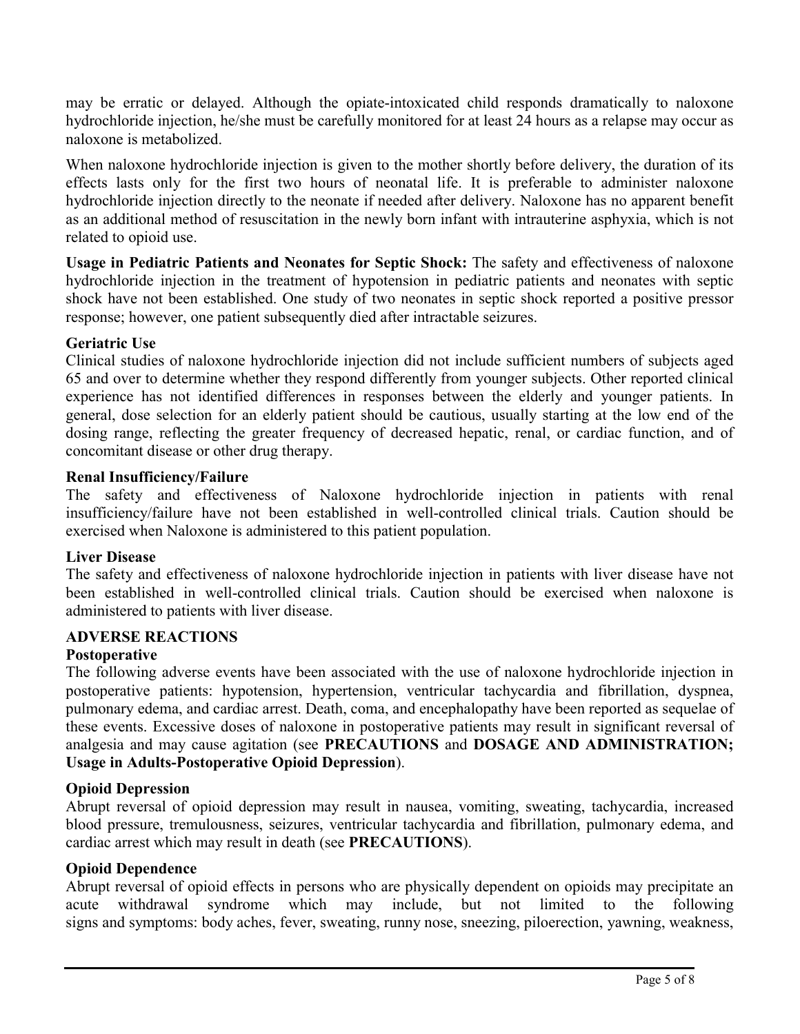may be erratic or delayed. Although the opiate-intoxicated child responds dramatically to naloxone hydrochloride injection, he/she must be carefully monitored for at least 24 hours as a relapse may occur as naloxone is metabolized.

When naloxone hydrochloride injection is given to the mother shortly before delivery, the duration of its effects lasts only for the first two hours of neonatal life. It is preferable to administer naloxone hydrochloride injection directly to the neonate if needed after delivery. Naloxone has no apparent benefit as an additional method of resuscitation in the newly born infant with intrauterine asphyxia, which is not related to opioid use.

**Usage in Pediatric Patients and Neonates for Septic Shock:** The safety and effectiveness of naloxone hydrochloride injection in the treatment of hypotension in pediatric patients and neonates with septic shock have not been established. One study of two neonates in septic shock reported a positive pressor response; however, one patient subsequently died after intractable seizures.

**Geriatric Use**

Clinical studies of naloxone hydrochloride injection did not include sufficient numbers of subjects aged 65 and over to determine whether they respond differently from younger subjects. Other reported clinical experience has not identified differences in responses between the elderly and younger patients. In general, dose selection for an elderly patient should be cautious, usually starting at the low end of the dosing range, reflecting the greater frequency of decreased hepatic, renal, or cardiac function, and of concomitant disease or other drug therapy.

**Renal Insufficiency/Failure**

The safety and effectiveness of Naloxone hydrochloride injection in patients with renal insufficiency/failure have not been established in well-controlled clinical trials. Caution should be exercised when Naloxone is administered to this patient population.

**Liver Disease**

The safety and effectiveness of naloxone hydrochloride injection in patients with liver disease have not been established in well-controlled clinical trials. Caution should be exercised when naloxone is administered to patients with liver disease.

## ADVERSE REACTIONS

**Postoperative**

The following adverse events have been associated with the use of naloxone hydrochloride injection in postoperative patients: hypotension, hypertension, ventricular tachycardia and fibrillation, dyspnea, pulmonary edema, and cardiac arrest. Death, coma, and encephalopathy have been reported as sequelae of these events. Excessive doses of naloxone in postoperative patients may result in significant reversal of analgesia and may cause agitation (see **PRECAUTIONS** and **DOSAGE AND ADMINISTRATION; Usage in Adults-Postoperative Opioid Depression**).

**Opioid Depression**

Abrupt reversal of opioid depression may result in nausea, vomiting, sweating, tachycardia, increased blood pressure, tremulousness, seizures, ventricular tachycardia and fibrillation, pulmonary edema, and cardiac arrest which may result in death (see **PRECAUTIONS**).

**Opioid Dependence**

Abrupt reversal of opioid effects in persons who are physically dependent on opioids may precipitate an acute withdrawal syndrome which may include, but not limited to the following signs and symptoms: body aches, fever, sweating, runny nose, sneezing, piloerection, yawning, weakness,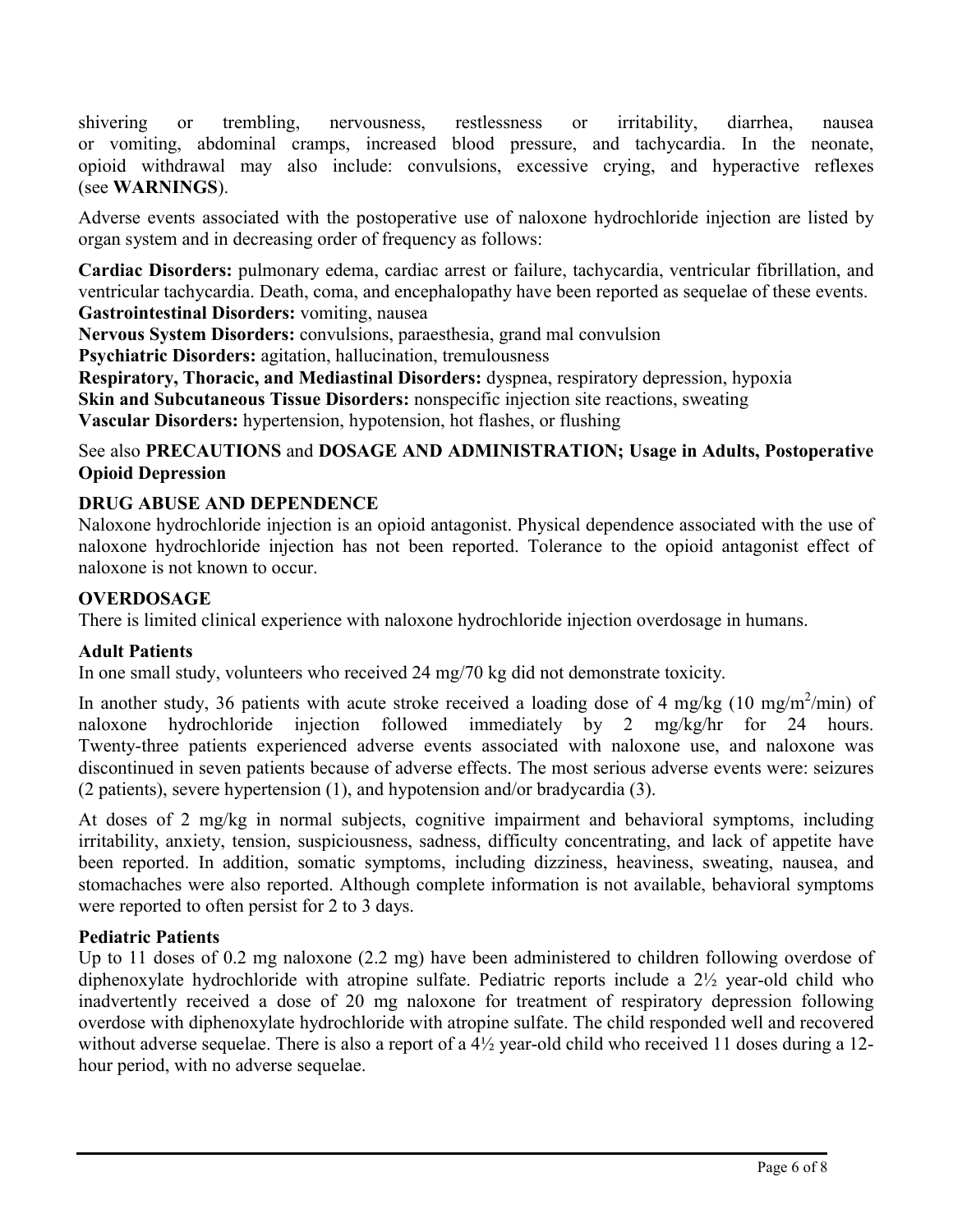shivering or trembling, nervousness, restlessness or irritability, diarrhea, nausea or vomiting, abdominal cramps, increased blood pressure, and tachycardia. In the neonate, opioid withdrawal may also include: convulsions, excessive crying, and hyperactive reflexes (see **WARNINGS**).

Adverse events associated with the postoperative use of naloxone hydrochloride injection are listed by organ system and in decreasing order of frequency as follows:

**Cardiac Disorders:** pulmonary edema, cardiac arrest or failure, tachycardia, ventricular fibrillation, and ventricular tachycardia. Death, coma, and encephalopathy have been reported as sequelae of these events.
**Gastrointestinal Disorders:** vomiting, nausea
**Nervous System Disorders:** convulsions, paraesthesia, grand mal convulsion
**Psychiatric Disorders:** agitation, hallucination, tremulousness
**Respiratory, Thoracic, and Mediastinal Disorders:** dyspnea, respiratory depression, hypoxia
**Skin and Subcutaneous Tissue Disorders:** nonspecific injection site reactions, sweating
**Vascular Disorders:** hypertension, hypotension, hot flashes, or flushing

See also **PRECAUTIONS** and **DOSAGE AND ADMINISTRATION; Usage in Adults, Postoperative Opioid Depression**

## DRUG ABUSE AND DEPENDENCE

Naloxone hydrochloride injection is an opioid antagonist. Physical dependence associated with the use of naloxone hydrochloride injection has not been reported. Tolerance to the opioid antagonist effect of naloxone is not known to occur.

## OVERDOSAGE

There is limited clinical experience with naloxone hydrochloride injection overdosage in humans.

### Adult Patients

In one small study, volunteers who received 24 mg/70 kg did not demonstrate toxicity.

In another study, 36 patients with acute stroke received a loading dose of 4 mg/kg (10 mg/m$^2$/min) of naloxone hydrochloride injection followed immediately by 2 mg/kg/hr for 24 hours. Twenty-three patients experienced adverse events associated with naloxone use, and naloxone was discontinued in seven patients because of adverse effects. The most serious adverse events were: seizures (2 patients), severe hypertension (1), and hypotension and/or bradycardia (3).

At doses of 2 mg/kg in normal subjects, cognitive impairment and behavioral symptoms, including irritability, anxiety, tension, suspiciousness, sadness, difficulty concentrating, and lack of appetite have been reported. In addition, somatic symptoms, including dizziness, heaviness, sweating, nausea, and stomachaches were also reported. Although complete information is not available, behavioral symptoms were reported to often persist for 2 to 3 days.

### Pediatric Patients

Up to 11 doses of 0.2 mg naloxone (2.2 mg) have been administered to children following overdose of diphenoxylate hydrochloride with atropine sulfate. Pediatric reports include a 2½ year-old child who inadvertently received a dose of 20 mg naloxone for treatment of respiratory depression following overdose with diphenoxylate hydrochloride with atropine sulfate. The child responded well and recovered without adverse sequelae. There is also a report of a 4½ year-old child who received 11 doses during a 12-hour period, with no adverse sequelae.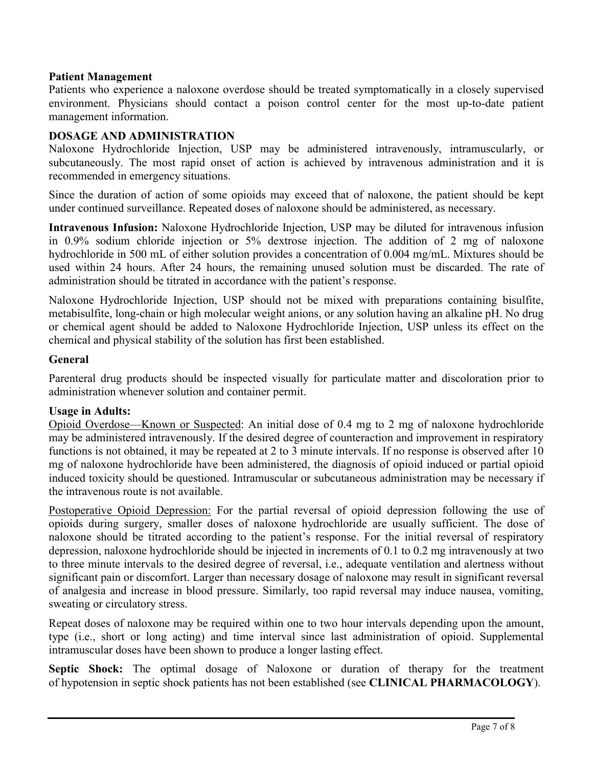**Patient Management**

Patients who experience a naloxone overdose should be treated symptomatically in a closely supervised environment. Physicians should contact a poison control center for the most up-to-date patient management information.

## DOSAGE AND ADMINISTRATION

Naloxone Hydrochloride Injection, USP may be administered intravenously, intramuscularly, or subcutaneously. The most rapid onset of action is achieved by intravenous administration and it is recommended in emergency situations.

Since the duration of action of some opioids may exceed that of naloxone, the patient should be kept under continued surveillance. Repeated doses of naloxone should be administered, as necessary.

**Intravenous Infusion:** Naloxone Hydrochloride Injection, USP may be diluted for intravenous infusion in 0.9% sodium chloride injection or 5% dextrose injection. The addition of 2 mg of naloxone hydrochloride in 500 mL of either solution provides a concentration of 0.004 mg/mL. Mixtures should be used within 24 hours. After 24 hours, the remaining unused solution must be discarded. The rate of administration should be titrated in accordance with the patient's response.

Naloxone Hydrochloride Injection, USP should not be mixed with preparations containing bisulfite, metabisulfite, long-chain or high molecular weight anions, or any solution having an alkaline pH. No drug or chemical agent should be added to Naloxone Hydrochloride Injection, USP unless its effect on the chemical and physical stability of the solution has first been established.

**General**

Parenteral drug products should be inspected visually for particulate matter and discoloration prior to administration whenever solution and container permit.

**Usage in Adults:**

Opioid Overdose—Known or Suspected: An initial dose of 0.4 mg to 2 mg of naloxone hydrochloride may be administered intravenously. If the desired degree of counteraction and improvement in respiratory functions is not obtained, it may be repeated at 2 to 3 minute intervals. If no response is observed after 10 mg of naloxone hydrochloride have been administered, the diagnosis of opioid induced or partial opioid induced toxicity should be questioned. Intramuscular or subcutaneous administration may be necessary if the intravenous route is not available.

Postoperative Opioid Depression: For the partial reversal of opioid depression following the use of opioids during surgery, smaller doses of naloxone hydrochloride are usually sufficient. The dose of naloxone should be titrated according to the patient's response. For the initial reversal of respiratory depression, naloxone hydrochloride should be injected in increments of 0.1 to 0.2 mg intravenously at two to three minute intervals to the desired degree of reversal, i.e., adequate ventilation and alertness without significant pain or discomfort. Larger than necessary dosage of naloxone may result in significant reversal of analgesia and increase in blood pressure. Similarly, too rapid reversal may induce nausea, vomiting, sweating or circulatory stress.

Repeat doses of naloxone may be required within one to two hour intervals depending upon the amount, type (i.e., short or long acting) and time interval since last administration of opioid. Supplemental intramuscular doses have been shown to produce a longer lasting effect.

**Septic Shock:** The optimal dosage of Naloxone or duration of therapy for the treatment of hypotension in septic shock patients has not been established (see **CLINICAL PHARMACOLOGY**).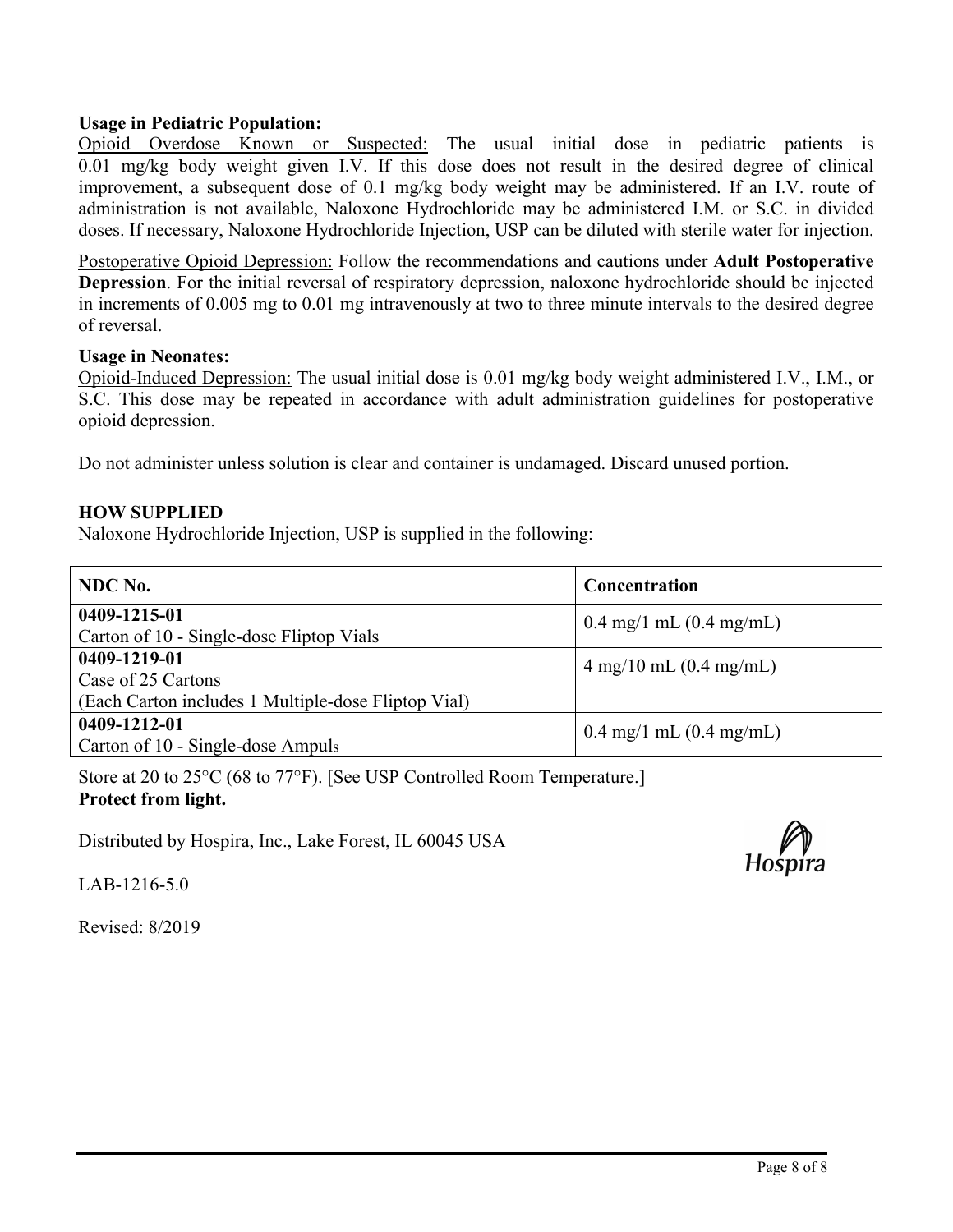**Usage in Pediatric Population:**

Opioid Overdose—Known or Suspected: The usual initial dose in pediatric patients is 0.01 mg/kg body weight given I.V. If this dose does not result in the desired degree of clinical improvement, a subsequent dose of 0.1 mg/kg body weight may be administered. If an I.V. route of administration is not available, Naloxone Hydrochloride may be administered I.M. or S.C. in divided doses. If necessary, Naloxone Hydrochloride Injection, USP can be diluted with sterile water for injection.

Postoperative Opioid Depression: Follow the recommendations and cautions under **Adult Postoperative Depression**. For the initial reversal of respiratory depression, naloxone hydrochloride should be injected in increments of 0.005 mg to 0.01 mg intravenously at two to three minute intervals to the desired degree of reversal.

**Usage in Neonates:**

Opioid-Induced Depression: The usual initial dose is 0.01 mg/kg body weight administered I.V., I.M., or S.C. This dose may be repeated in accordance with adult administration guidelines for postoperative opioid depression.

Do not administer unless solution is clear and container is undamaged. Discard unused portion.

## HOW SUPPLIED

Naloxone Hydrochloride Injection, USP is supplied in the following:

| NDC No. | Concentration |
|---|---|
| **0409-1215-01**<br>Carton of 10 - Single-dose Fliptop Vials | 0.4 mg/1 mL (0.4 mg/mL) |
| **0409-1219-01**<br>Case of 25 Cartons<br>(Each Carton includes 1 Multiple-dose Fliptop Vial) | 4 mg/10 mL (0.4 mg/mL) |
| **0409-1212-01**<br>Carton of 10 - Single-dose Ampuls | 0.4 mg/1 mL (0.4 mg/mL) |

Store at 20 to 25°C (68 to 77°F). [See USP Controlled Room Temperature.]
**Protect from light.**

Distributed by Hospira, Inc., Lake Forest, IL 60045 USA

Hospira

LAB-1216-5.0

Revised: 8/2019